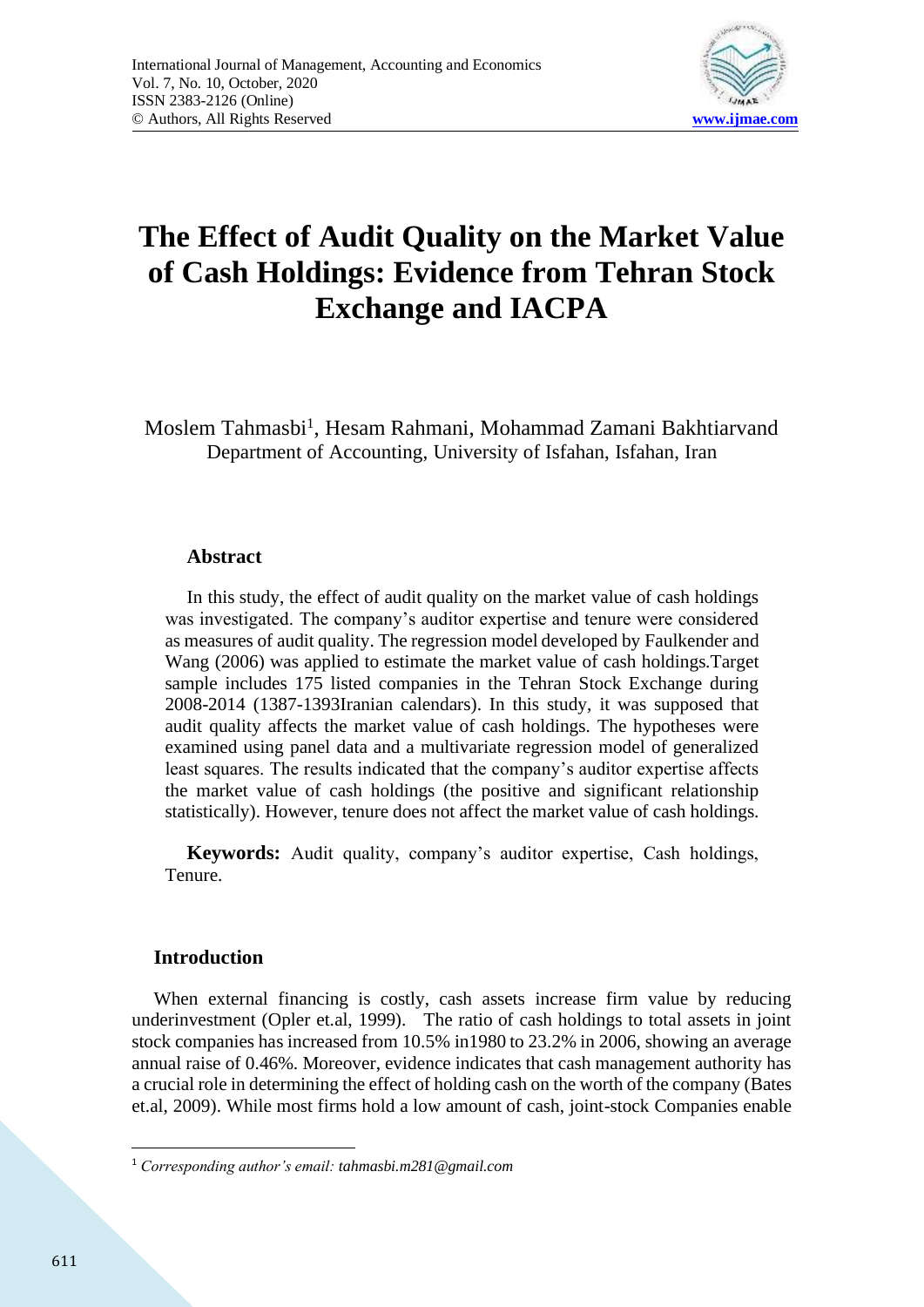# The Effect of Audit Quality on the Market Value of Cash Holdings: Evidence from Tehran Stock Exchange and IACPA

Moslem Tahmasbi[1], Hesam Rahmani, Mohammad Zamani Bakhtiarvand
Department of Accounting, University of Isfahan, Isfahan, Iran

## Abstract

In this study, the effect of audit quality on the market value of cash holdings was investigated. The company's auditor expertise and tenure were considered as measures of audit quality. The regression model developed by Faulkender and Wang (2006) was applied to estimate the market value of cash holdings.Target sample includes 175 listed companies in the Tehran Stock Exchange during 2008-2014 (1387-1393Iranian calendars). In this study, it was supposed that audit quality affects the market value of cash holdings. The hypotheses were examined using panel data and a multivariate regression model of generalized least squares. The results indicated that the company's auditor expertise affects the market value of cash holdings (the positive and significant relationship statistically). However, tenure does not affect the market value of cash holdings.

**Keywords:** Audit quality, company's auditor expertise, Cash holdings, Tenure.

## Introduction

When external financing is costly, cash assets increase firm value by reducing underinvestment (Opler et.al, 1999). The ratio of cash holdings to total assets in joint stock companies has increased from 10.5% in1980 to 23.2% in 2006, showing an average annual raise of 0.46%. Moreover, evidence indicates that cash management authority has a crucial role in determining the effect of holding cash on the worth of the company (Bates et.al, 2009). While most firms hold a low amount of cash, joint-stock Companies enable

[1] *Corresponding author's email: tahmasbi.m281@gmail.com*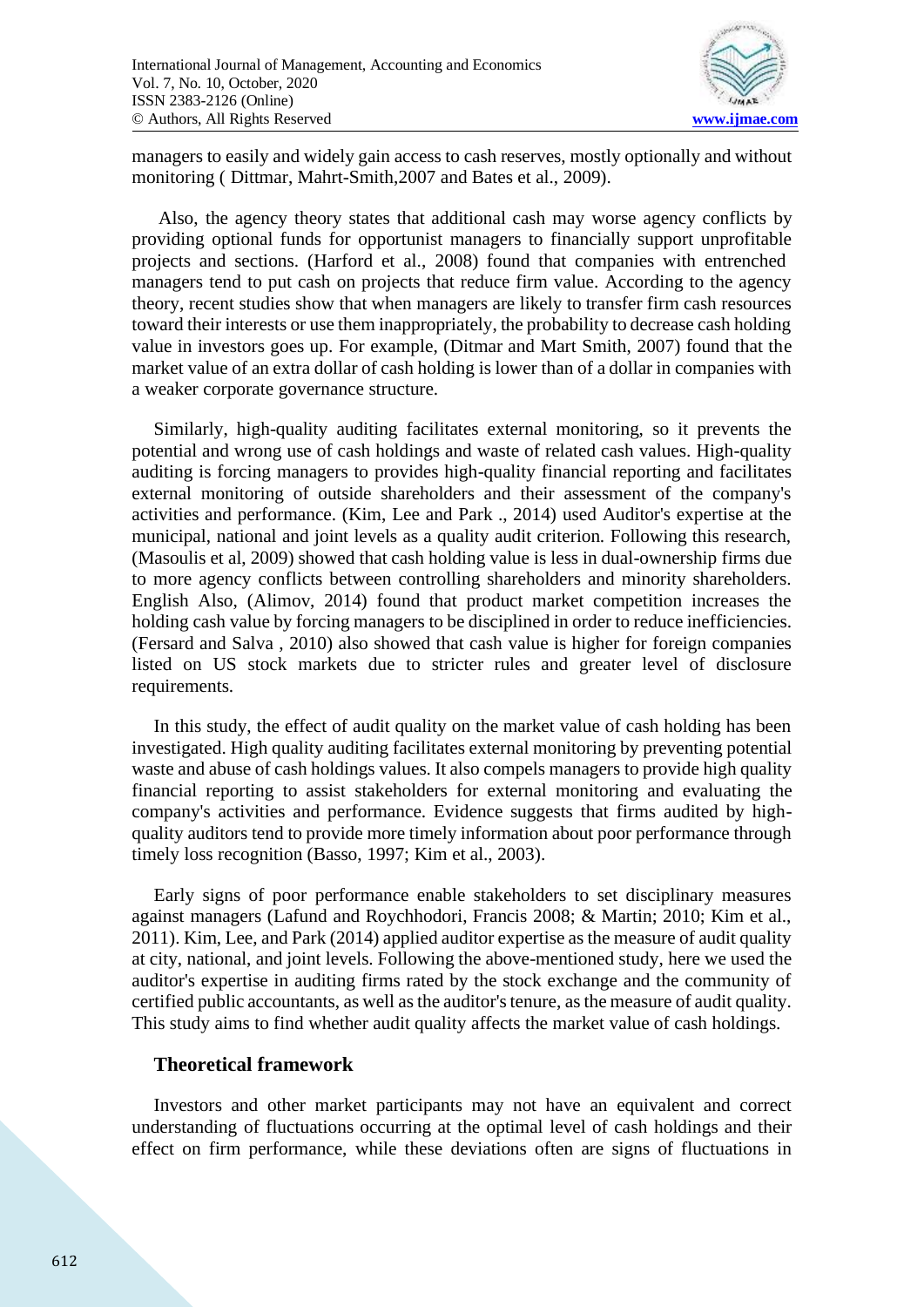managers to easily and widely gain access to cash reserves, mostly optionally and without monitoring ( Dittmar, Mahrt-Smith,2007 and Bates et al., 2009).

Also, the agency theory states that additional cash may worse agency conflicts by providing optional funds for opportunist managers to financially support unprofitable projects and sections. (Harford et al., 2008) found that companies with entrenched managers tend to put cash on projects that reduce firm value. According to the agency theory, recent studies show that when managers are likely to transfer firm cash resources toward their interests or use them inappropriately, the probability to decrease cash holding value in investors goes up. For example, (Ditmar and Mart Smith, 2007) found that the market value of an extra dollar of cash holding is lower than of a dollar in companies with a weaker corporate governance structure.

Similarly, high-quality auditing facilitates external monitoring, so it prevents the potential and wrong use of cash holdings and waste of related cash values. High-quality auditing is forcing managers to provides high-quality financial reporting and facilitates external monitoring of outside shareholders and their assessment of the company's activities and performance. (Kim, Lee and Park ., 2014) used Auditor's expertise at the municipal, national and joint levels as a quality audit criterion. Following this research, (Masoulis et al, 2009) showed that cash holding value is less in dual-ownership firms due to more agency conflicts between controlling shareholders and minority shareholders. English Also, (Alimov, 2014) found that product market competition increases the holding cash value by forcing managers to be disciplined in order to reduce inefficiencies. (Fersard and Salva , 2010) also showed that cash value is higher for foreign companies listed on US stock markets due to stricter rules and greater level of disclosure requirements.

In this study, the effect of audit quality on the market value of cash holding has been investigated. High quality auditing facilitates external monitoring by preventing potential waste and abuse of cash holdings values. It also compels managers to provide high quality financial reporting to assist stakeholders for external monitoring and evaluating the company's activities and performance. Evidence suggests that firms audited by high-quality auditors tend to provide more timely information about poor performance through timely loss recognition (Basso, 1997; Kim et al., 2003).

Early signs of poor performance enable stakeholders to set disciplinary measures against managers (Lafund and Roychhodori, Francis 2008; & Martin; 2010; Kim et al., 2011). Kim, Lee, and Park (2014) applied auditor expertise as the measure of audit quality at city, national, and joint levels. Following the above-mentioned study, here we used the auditor's expertise in auditing firms rated by the stock exchange and the community of certified public accountants, as well as the auditor's tenure, as the measure of audit quality. This study aims to find whether audit quality affects the market value of cash holdings.

## Theoretical framework

Investors and other market participants may not have an equivalent and correct understanding of fluctuations occurring at the optimal level of cash holdings and their effect on firm performance, while these deviations often are signs of fluctuations in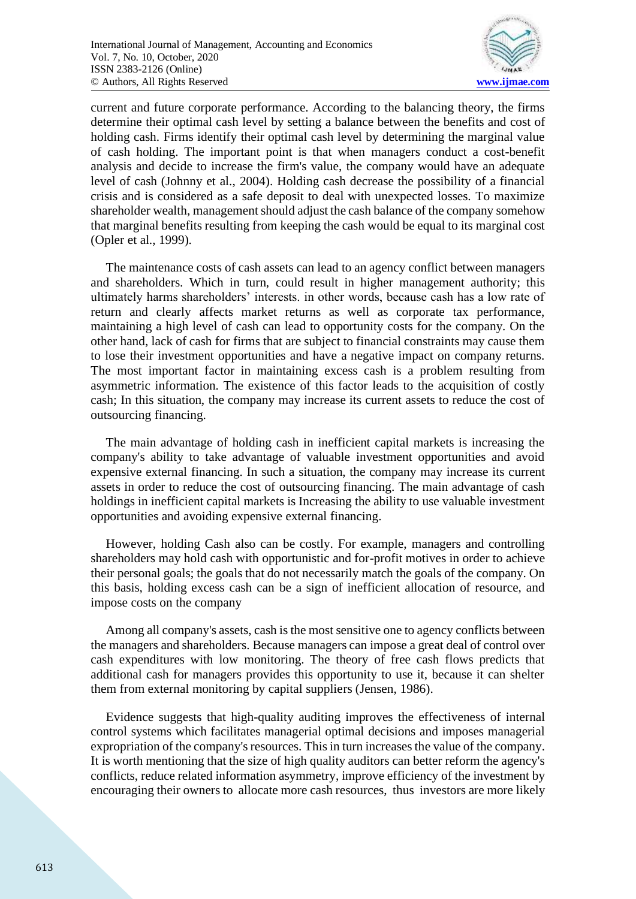current and future corporate performance. According to the balancing theory, the firms determine their optimal cash level by setting a balance between the benefits and cost of holding cash. Firms identify their optimal cash level by determining the marginal value of cash holding. The important point is that when managers conduct a cost-benefit analysis and decide to increase the firm's value, the company would have an adequate level of cash (Johnny et al., 2004). Holding cash decrease the possibility of a financial crisis and is considered as a safe deposit to deal with unexpected losses. To maximize shareholder wealth, management should adjust the cash balance of the company somehow that marginal benefits resulting from keeping the cash would be equal to its marginal cost (Opler et al., 1999).

The maintenance costs of cash assets can lead to an agency conflict between managers and shareholders. Which in turn, could result in higher management authority; this ultimately harms shareholders' interests. in other words, because cash has a low rate of return and clearly affects market returns as well as corporate tax performance, maintaining a high level of cash can lead to opportunity costs for the company. On the other hand, lack of cash for firms that are subject to financial constraints may cause them to lose their investment opportunities and have a negative impact on company returns. The most important factor in maintaining excess cash is a problem resulting from asymmetric information. The existence of this factor leads to the acquisition of costly cash; In this situation, the company may increase its current assets to reduce the cost of outsourcing financing.

The main advantage of holding cash in inefficient capital markets is increasing the company's ability to take advantage of valuable investment opportunities and avoid expensive external financing. In such a situation, the company may increase its current assets in order to reduce the cost of outsourcing financing. The main advantage of cash holdings in inefficient capital markets is Increasing the ability to use valuable investment opportunities and avoiding expensive external financing.

However, holding Cash also can be costly. For example, managers and controlling shareholders may hold cash with opportunistic and for-profit motives in order to achieve their personal goals; the goals that do not necessarily match the goals of the company. On this basis, holding excess cash can be a sign of inefficient allocation of resource, and impose costs on the company

Among all company's assets, cash is the most sensitive one to agency conflicts between the managers and shareholders. Because managers can impose a great deal of control over cash expenditures with low monitoring. The theory of free cash flows predicts that additional cash for managers provides this opportunity to use it, because it can shelter them from external monitoring by capital suppliers (Jensen, 1986).

Evidence suggests that high-quality auditing improves the effectiveness of internal control systems which facilitates managerial optimal decisions and imposes managerial expropriation of the company's resources. This in turn increases the value of the company. It is worth mentioning that the size of high quality auditors can better reform the agency's conflicts, reduce related information asymmetry, improve efficiency of the investment by encouraging their owners to allocate more cash resources, thus investors are more likely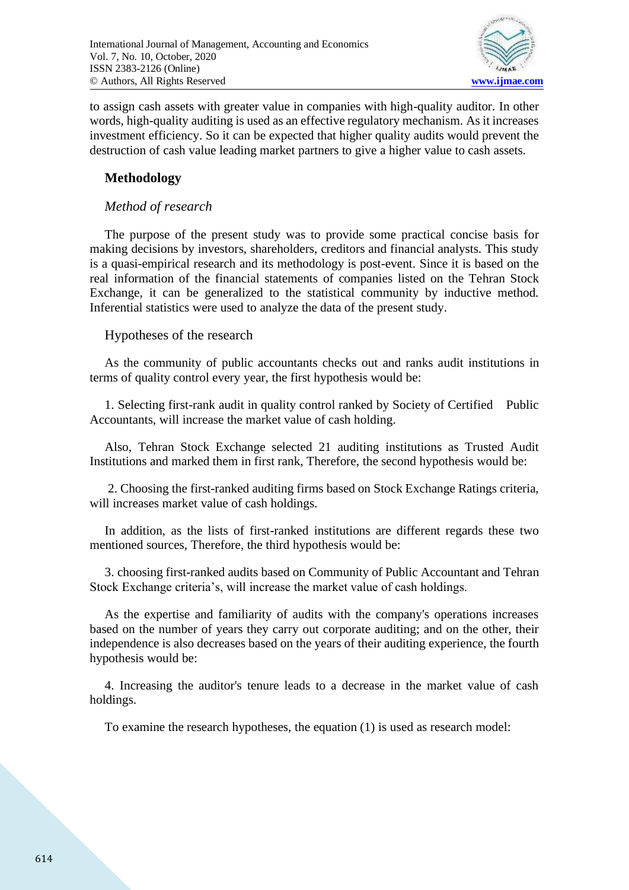to assign cash assets with greater value in companies with high-quality auditor. In other words, high-quality auditing is used as an effective regulatory mechanism. As it increases investment efficiency. So it can be expected that higher quality audits would prevent the destruction of cash value leading market partners to give a higher value to cash assets.

## Methodology

### *Method of research*

The purpose of the present study was to provide some practical concise basis for making decisions by investors, shareholders, creditors and financial analysts. This study is a quasi-empirical research and its methodology is post-event. Since it is based on the real information of the financial statements of companies listed on the Tehran Stock Exchange, it can be generalized to the statistical community by inductive method. Inferential statistics were used to analyze the data of the present study.

### Hypotheses of the research

As the community of public accountants checks out and ranks audit institutions in terms of quality control every year, the first hypothesis would be:

1. Selecting first-rank audit in quality control ranked by Society of Certified Public Accountants, will increase the market value of cash holding.

Also, Tehran Stock Exchange selected 21 auditing institutions as Trusted Audit Institutions and marked them in first rank, Therefore, the second hypothesis would be:

2. Choosing the first-ranked auditing firms based on Stock Exchange Ratings criteria, will increases market value of cash holdings.

In addition, as the lists of first-ranked institutions are different regards these two mentioned sources, Therefore, the third hypothesis would be:

3. choosing first-ranked audits based on Community of Public Accountant and Tehran Stock Exchange criteria's, will increase the market value of cash holdings.

As the expertise and familiarity of audits with the company's operations increases based on the number of years they carry out corporate auditing; and on the other, their independence is also decreases based on the years of their auditing experience, the fourth hypothesis would be:

4. Increasing the auditor's tenure leads to a decrease in the market value of cash holdings.

To examine the research hypotheses, the equation (1) is used as research model: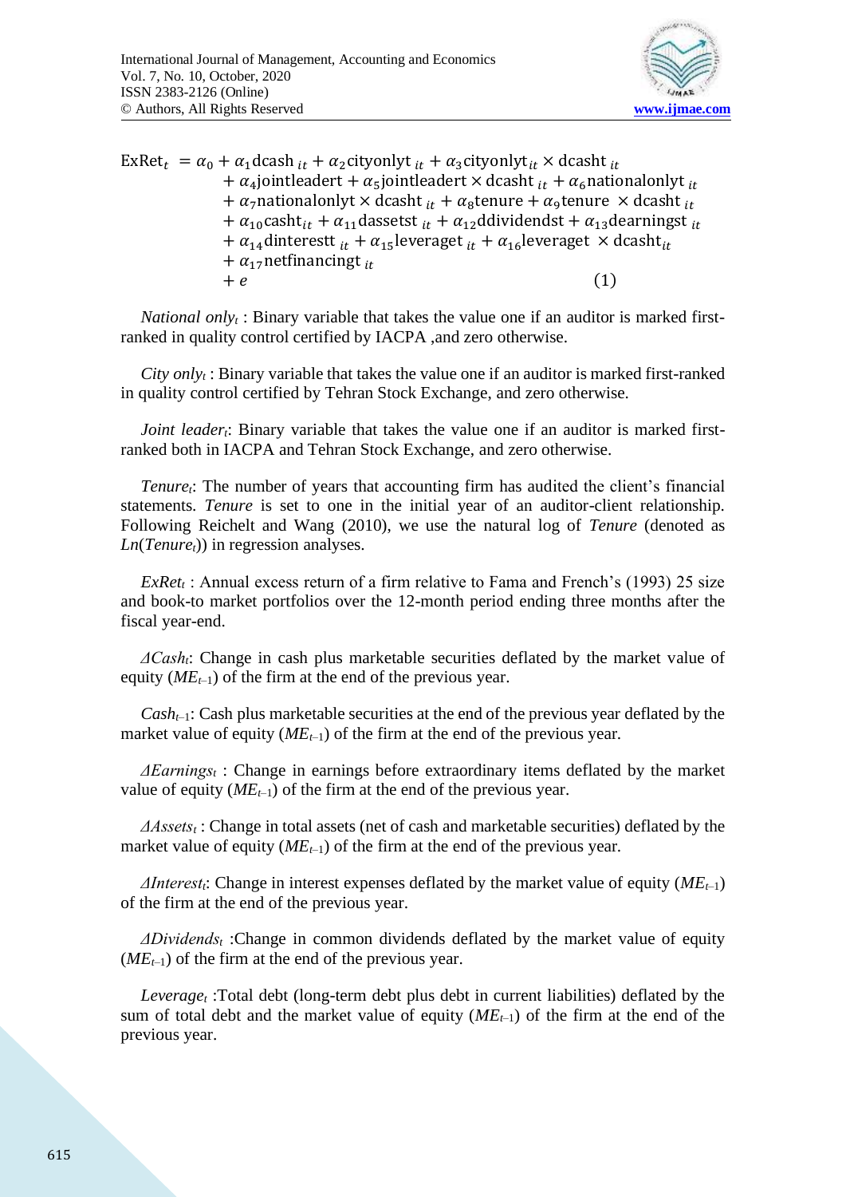$$
\begin{aligned}
\text{ExRet}_t = {} & \alpha_0 + \alpha_1 \text{dcash}_{it} + \alpha_2 \text{cityonlyt}_{it} + \alpha_3 \text{cityonlyt}_{it} \times \text{dcasht}_{it} \\
& + \alpha_4 \text{jointleadert} + \alpha_5 \text{jointleadert} \times \text{dcasht}_{it} + \alpha_6 \text{nationalonlyt}_{it} \\
& + \alpha_7 \text{nationalonlyt} \times \text{dcasht}_{it} + \alpha_8 \text{tenure} + \alpha_9 \text{tenure} \times \text{dcasht}_{it} \\
& + \alpha_{10} \text{casht}_{it} + \alpha_{11} \text{dassetst}_{it} + \alpha_{12} \text{ddividendst} + \alpha_{13} \text{dearningst}_{it} \\
& + \alpha_{14} \text{dinterestt}_{it} + \alpha_{15} \text{leveraget}_{it} + \alpha_{16} \text{leveraget} \times \text{dcasht}_{it} \\
& + \alpha_{17} \text{netfinancingt}_{it} \\
& + e \qquad (1)
\end{aligned}
$$

*National only$_t$* : Binary variable that takes the value one if an auditor is marked first-ranked in quality control certified by IACPA ,and zero otherwise.

*City only$_t$* : Binary variable that takes the value one if an auditor is marked first-ranked in quality control certified by Tehran Stock Exchange, and zero otherwise.

*Joint leader$_t$*: Binary variable that takes the value one if an auditor is marked first-ranked both in IACPA and Tehran Stock Exchange, and zero otherwise.

*Tenure$_t$*: The number of years that accounting firm has audited the client's financial statements. *Tenure* is set to one in the initial year of an auditor-client relationship. Following Reichelt and Wang (2010), we use the natural log of *Tenure* (denoted as *Ln*(*Tenure$_t$*)) in regression analyses.

*ExRet$_t$* : Annual excess return of a firm relative to Fama and French's (1993) 25 size and book-to market portfolios over the 12-month period ending three months after the fiscal year-end.

*ΔCash$_t$*: Change in cash plus marketable securities deflated by the market value of equity ($ME_{t-1}$) of the firm at the end of the previous year.

*Cash$_{t-1}$*: Cash plus marketable securities at the end of the previous year deflated by the market value of equity ($ME_{t-1}$) of the firm at the end of the previous year.

*ΔEarnings$_t$* : Change in earnings before extraordinary items deflated by the market value of equity ($ME_{t-1}$) of the firm at the end of the previous year.

*ΔAssets$_t$* : Change in total assets (net of cash and marketable securities) deflated by the market value of equity ($ME_{t-1}$) of the firm at the end of the previous year.

*ΔInterest$_t$*: Change in interest expenses deflated by the market value of equity ($ME_{t-1}$) of the firm at the end of the previous year.

*ΔDividends$_t$* :Change in common dividends deflated by the market value of equity ($ME_{t-1}$) of the firm at the end of the previous year.

*Leverage$_t$* :Total debt (long-term debt plus debt in current liabilities) deflated by the sum of total debt and the market value of equity ($ME_{t-1}$) of the firm at the end of the previous year.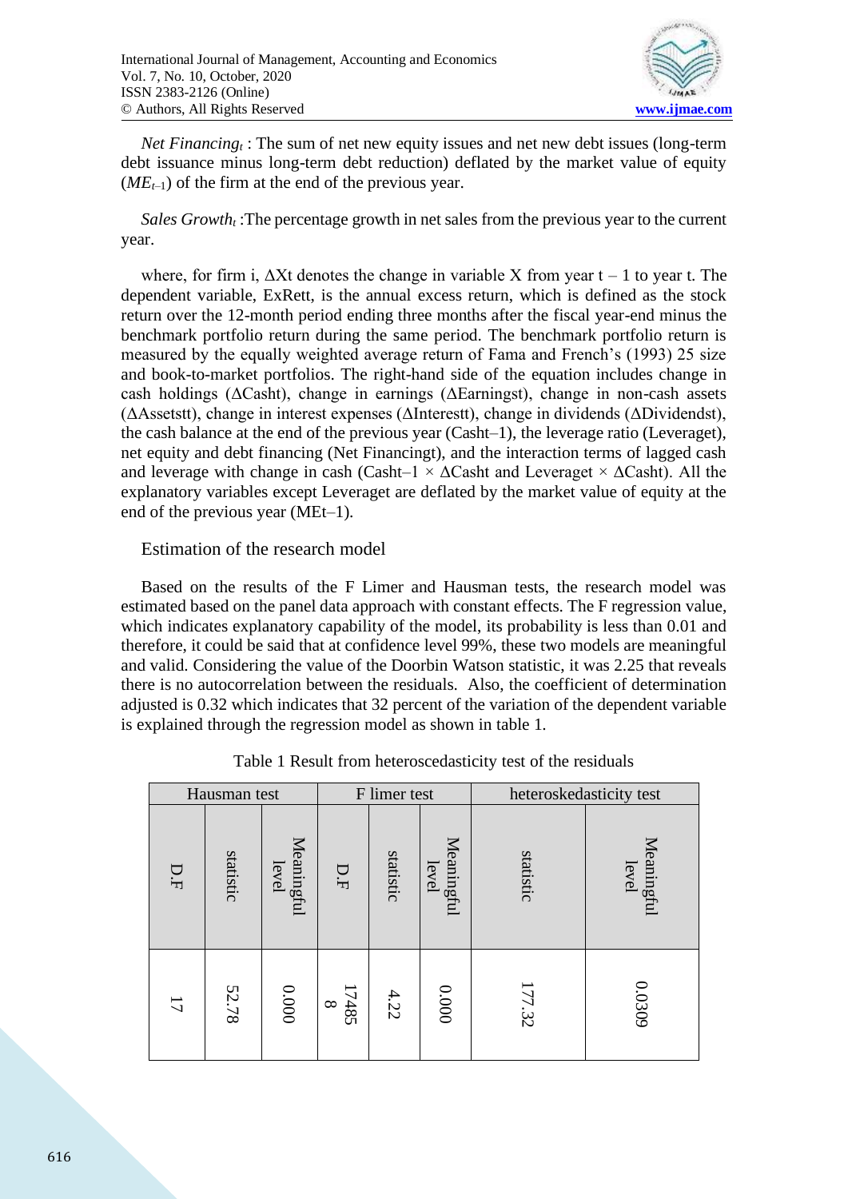*Net Financing$_t$* : The sum of net new equity issues and net new debt issues (long-term debt issuance minus long-term debt reduction) deflated by the market value of equity ($ME_{t-1}$) of the firm at the end of the previous year.

*Sales Growth$_t$* :The percentage growth in net sales from the previous year to the current year.

where, for firm i, ΔXt denotes the change in variable X from year t – 1 to year t. The dependent variable, ExRett, is the annual excess return, which is defined as the stock return over the 12-month period ending three months after the fiscal year-end minus the benchmark portfolio return during the same period. The benchmark portfolio return is measured by the equally weighted average return of Fama and French's (1993) 25 size and book-to-market portfolios. The right-hand side of the equation includes change in cash holdings (ΔCasht), change in earnings (ΔEarningst), change in non-cash assets (ΔAssetstt), change in interest expenses (ΔInterestt), change in dividends (ΔDividendst), the cash balance at the end of the previous year (Casht–1), the leverage ratio (Leveraget), net equity and debt financing (Net Financingt), and the interaction terms of lagged cash and leverage with change in cash (Casht–1 × ΔCasht and Leveraget × ΔCasht). All the explanatory variables except Leveraget are deflated by the market value of equity at the end of the previous year (MEt–1).

## Estimation of the research model

Based on the results of the F Limer and Hausman tests, the research model was estimated based on the panel data approach with constant effects. The F regression value, which indicates explanatory capability of the model, its probability is less than 0.01 and therefore, it could be said that at confidence level 99%, these two models are meaningful and valid. Considering the value of the Doorbin Watson statistic, it was 2.25 that reveals there is no autocorrelation between the residuals. Also, the coefficient of determination adjusted is 0.32 which indicates that 32 percent of the variation of the dependent variable is explained through the regression model as shown in table 1.

Table 1 Result from heteroscedasticity test of the residuals

| Hausman test | | | F limer test | | | heteroskedasticity test | |
|---|---|---|---|---|---|---|---|
| D.F | statistic | Meaningful level | D.F | statistic | Meaningful level | statistic | Meaningful level |
| 17 | 52.78 | 0.000 | 17485 8 | 4.22 | 0.000 | 177.32 | 0.0309 |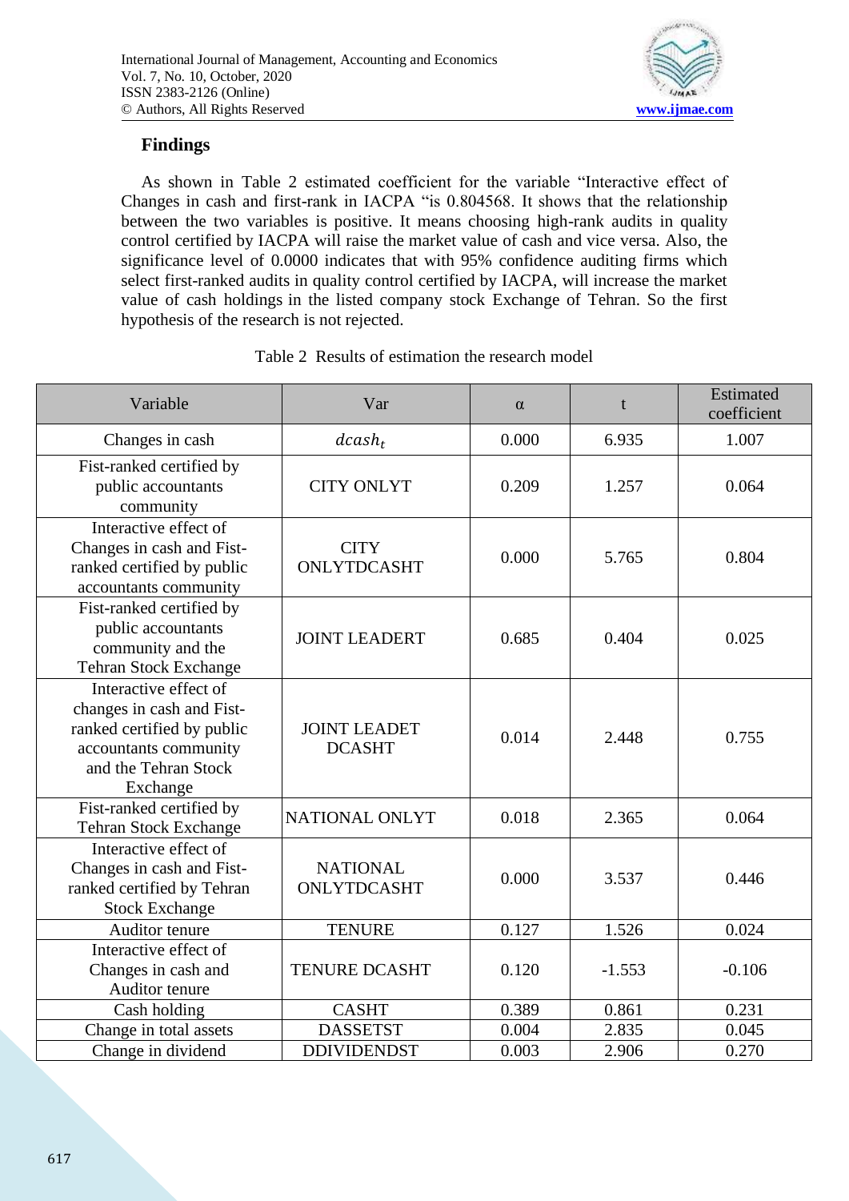## Findings

As shown in Table 2 estimated coefficient for the variable "Interactive effect of Changes in cash and first-rank in IACPA "is 0.804568. It shows that the relationship between the two variables is positive. It means choosing high-rank audits in quality control certified by IACPA will raise the market value of cash and vice versa. Also, the significance level of 0.0000 indicates that with 95% confidence auditing firms which select first-ranked audits in quality control certified by IACPA, will increase the market value of cash holdings in the listed company stock Exchange of Tehran. So the first hypothesis of the research is not rejected.

Table 2 Results of estimation the research model

| Variable | Var | α | t | Estimated coefficient |
|---|---|---|---|---|
| Changes in cash | $dcash_t$ | 0.000 | 6.935 | 1.007 |
| Fist-ranked certified by public accountants community | CITY ONLYT | 0.209 | 1.257 | 0.064 |
| Interactive effect of Changes in cash and Fist-ranked certified by public accountants community | CITY ONLYTDCASHT | 0.000 | 5.765 | 0.804 |
| Fist-ranked certified by public accountants community and the Tehran Stock Exchange | JOINT LEADERT | 0.685 | 0.404 | 0.025 |
| Interactive effect of changes in cash and Fist-ranked certified by public accountants community and the Tehran Stock Exchange | JOINT LEADET DCASHT | 0.014 | 2.448 | 0.755 |
| Fist-ranked certified by Tehran Stock Exchange | NATIONAL ONLYT | 0.018 | 2.365 | 0.064 |
| Interactive effect of Changes in cash and Fist-ranked certified by Tehran Stock Exchange | NATIONAL ONLYTDCASHT | 0.000 | 3.537 | 0.446 |
| Auditor tenure | TENURE | 0.127 | 1.526 | 0.024 |
| Interactive effect of Changes in cash and Auditor tenure | TENURE DCASHT | 0.120 | -1.553 | -0.106 |
| Cash holding | CASHT | 0.389 | 0.861 | 0.231 |
| Change in total assets | DASSETST | 0.004 | 2.835 | 0.045 |
| Change in dividend | DDIVIDENDST | 0.003 | 2.906 | 0.270 |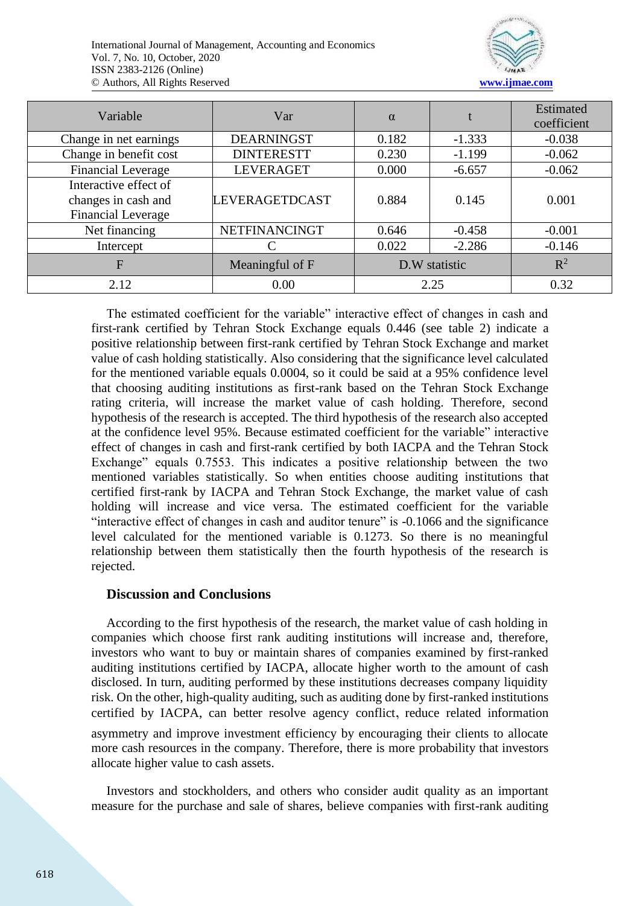| Variable | Var | α | t | Estimated coefficient |
|---|---|---|---|---|
| Change in net earnings | DEARNINGST | 0.182 | -1.333 | -0.038 |
| Change in benefit cost | DINTERESTT | 0.230 | -1.199 | -0.062 |
| Financial Leverage | LEVERAGET | 0.000 | -6.657 | -0.062 |
| Interactive effect of changes in cash and Financial Leverage | LEVERAGETDCAST | 0.884 | 0.145 | 0.001 |
| Net financing | NETFINANCINGT | 0.646 | -0.458 | -0.001 |
| Intercept | C | 0.022 | -2.286 | -0.146 |
| F | Meaningful of F | D.W statistic | | $R^2$ |
| 2.12 | 0.00 | 2.25 | | 0.32 |

The estimated coefficient for the variable" interactive effect of changes in cash and first-rank certified by Tehran Stock Exchange equals 0.446 (see table 2) indicate a positive relationship between first-rank certified by Tehran Stock Exchange and market value of cash holding statistically. Also considering that the significance level calculated for the mentioned variable equals 0.0004, so it could be said at a 95% confidence level that choosing auditing institutions as first-rank based on the Tehran Stock Exchange rating criteria, will increase the market value of cash holding. Therefore, second hypothesis of the research is accepted. The third hypothesis of the research also accepted at the confidence level 95%. Because estimated coefficient for the variable" interactive effect of changes in cash and first-rank certified by both IACPA and the Tehran Stock Exchange" equals 0.7553. This indicates a positive relationship between the two mentioned variables statistically. So when entities choose auditing institutions that certified first-rank by IACPA and Tehran Stock Exchange, the market value of cash holding will increase and vice versa. The estimated coefficient for the variable "interactive effect of changes in cash and auditor tenure" is -0.1066 and the significance level calculated for the mentioned variable is 0.1273. So there is no meaningful relationship between them statistically then the fourth hypothesis of the research is rejected.

## Discussion and Conclusions

According to the first hypothesis of the research, the market value of cash holding in companies which choose first rank auditing institutions will increase and, therefore, investors who want to buy or maintain shares of companies examined by first-ranked auditing institutions certified by IACPA, allocate higher worth to the amount of cash disclosed. In turn, auditing performed by these institutions decreases company liquidity risk. On the other, high-quality auditing, such as auditing done by first-ranked institutions certified by IACPA, can better resolve agency conflict, reduce related information asymmetry and improve investment efficiency by encouraging their clients to allocate more cash resources in the company. Therefore, there is more probability that investors allocate higher value to cash assets.

Investors and stockholders, and others who consider audit quality as an important measure for the purchase and sale of shares, believe companies with first-rank auditing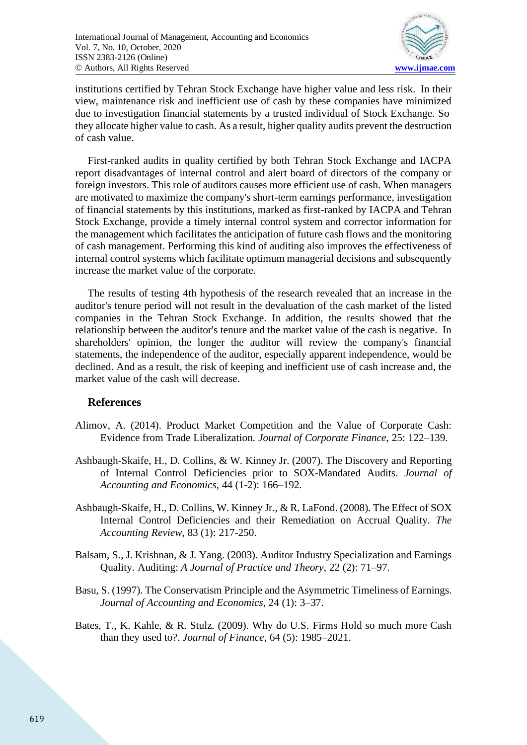institutions certified by Tehran Stock Exchange have higher value and less risk. In their view, maintenance risk and inefficient use of cash by these companies have minimized due to investigation financial statements by a trusted individual of Stock Exchange. So they allocate higher value to cash. As a result, higher quality audits prevent the destruction of cash value.

First-ranked audits in quality certified by both Tehran Stock Exchange and IACPA report disadvantages of internal control and alert board of directors of the company or foreign investors. This role of auditors causes more efficient use of cash. When managers are motivated to maximize the company's short-term earnings performance, investigation of financial statements by this institutions, marked as first-ranked by IACPA and Tehran Stock Exchange, provide a timely internal control system and corrector information for the management which facilitates the anticipation of future cash flows and the monitoring of cash management. Performing this kind of auditing also improves the effectiveness of internal control systems which facilitate optimum managerial decisions and subsequently increase the market value of the corporate.

The results of testing 4th hypothesis of the research revealed that an increase in the auditor's tenure period will not result in the devaluation of the cash market of the listed companies in the Tehran Stock Exchange. In addition, the results showed that the relationship between the auditor's tenure and the market value of the cash is negative. In shareholders' opinion, the longer the auditor will review the company's financial statements, the independence of the auditor, especially apparent independence, would be declined. And as a result, the risk of keeping and inefficient use of cash increase and, the market value of the cash will decrease.

## References

Alimov, A. (2014). Product Market Competition and the Value of Corporate Cash: Evidence from Trade Liberalization. *Journal of Corporate Finance*, 25: 122–139.

Ashbaugh-Skaife, H., D. Collins, & W. Kinney Jr. (2007). The Discovery and Reporting of Internal Control Deficiencies prior to SOX-Mandated Audits. *Journal of Accounting and Economics*, 44 (1-2): 166–192.

Ashbaugh-Skaife, H., D. Collins, W. Kinney Jr., & R. LaFond. (2008). The Effect of SOX Internal Control Deficiencies and their Remediation on Accrual Quality. *The Accounting Review*, 83 (1): 217-250.

Balsam, S., J. Krishnan, & J. Yang. (2003). Auditor Industry Specialization and Earnings Quality. Auditing: *A Journal of Practice and Theory*, 22 (2): 71–97.

Basu, S. (1997). The Conservatism Principle and the Asymmetric Timeliness of Earnings. *Journal of Accounting and Economics*, 24 (1): 3–37.

Bates, T., K. Kahle, & R. Stulz. (2009). Why do U.S. Firms Hold so much more Cash than they used to?. *Journal of Finance*, 64 (5): 1985–2021.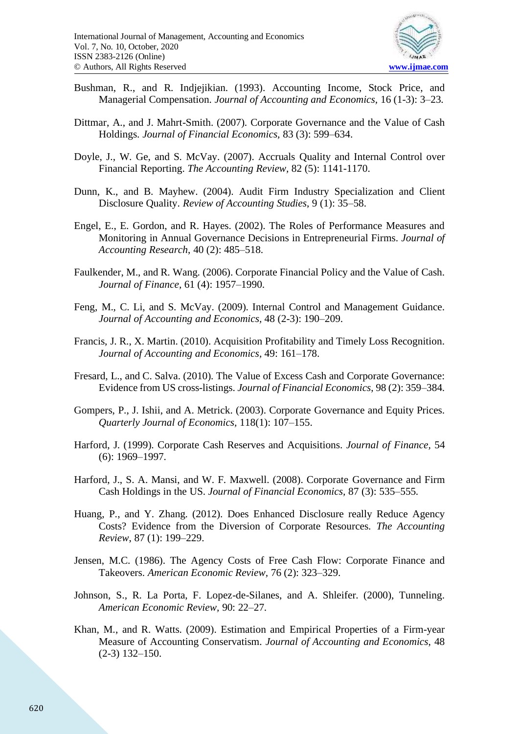Bushman, R., and R. Indjejikian. (1993). Accounting Income, Stock Price, and Managerial Compensation. *Journal of Accounting and Economics*, 16 (1-3): 3–23.

Dittmar, A., and J. Mahrt-Smith. (2007). Corporate Governance and the Value of Cash Holdings. *Journal of Financial Economics*, 83 (3): 599–634.

Doyle, J., W. Ge, and S. McVay. (2007). Accruals Quality and Internal Control over Financial Reporting. *The Accounting Review*, 82 (5): 1141-1170.

Dunn, K., and B. Mayhew. (2004). Audit Firm Industry Specialization and Client Disclosure Quality. *Review of Accounting Studies*, 9 (1): 35–58.

Engel, E., E. Gordon, and R. Hayes. (2002). The Roles of Performance Measures and Monitoring in Annual Governance Decisions in Entrepreneurial Firms. *Journal of Accounting Research*, 40 (2): 485–518.

Faulkender, M., and R. Wang. (2006). Corporate Financial Policy and the Value of Cash. *Journal of Finance*, 61 (4): 1957–1990.

Feng, M., C. Li, and S. McVay. (2009). Internal Control and Management Guidance. *Journal of Accounting and Economics*, 48 (2-3): 190–209.

Francis, J. R., X. Martin. (2010). Acquisition Profitability and Timely Loss Recognition. *Journal of Accounting and Economics*, 49: 161–178.

Fresard, L., and C. Salva. (2010). The Value of Excess Cash and Corporate Governance: Evidence from US cross-listings. *Journal of Financial Economics*, 98 (2): 359–384.

Gompers, P., J. Ishii, and A. Metrick. (2003). Corporate Governance and Equity Prices. *Quarterly Journal of Economics*, 118(1): 107–155.

Harford, J. (1999). Corporate Cash Reserves and Acquisitions. *Journal of Finance*, 54 (6): 1969–1997.

Harford, J., S. A. Mansi, and W. F. Maxwell. (2008). Corporate Governance and Firm Cash Holdings in the US. *Journal of Financial Economics*, 87 (3): 535–555.

Huang, P., and Y. Zhang. (2012). Does Enhanced Disclosure really Reduce Agency Costs? Evidence from the Diversion of Corporate Resources. *The Accounting Review*, 87 (1): 199–229.

Jensen, M.C. (1986). The Agency Costs of Free Cash Flow: Corporate Finance and Takeovers. *American Economic Review*, 76 (2): 323–329.

Johnson, S., R. La Porta, F. Lopez-de-Silanes, and A. Shleifer. (2000), Tunneling. *American Economic Review*, 90: 22–27.

Khan, M., and R. Watts. (2009). Estimation and Empirical Properties of a Firm-year Measure of Accounting Conservatism. *Journal of Accounting and Economics*, 48 (2-3) 132–150.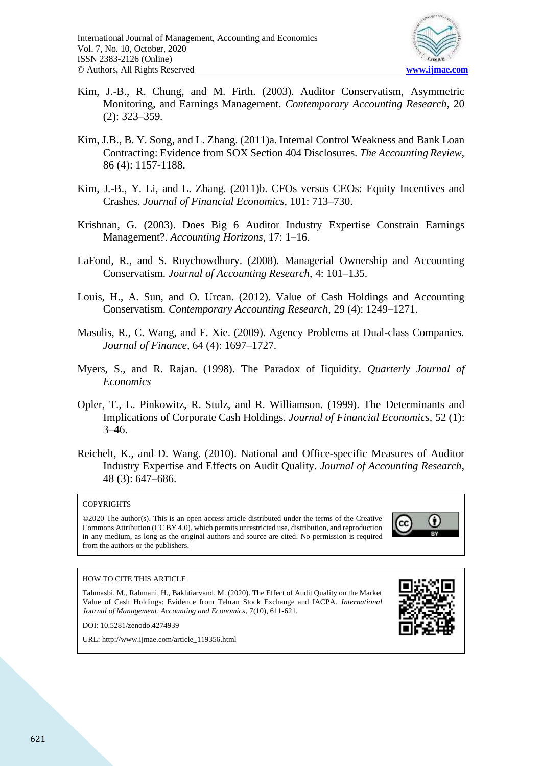Kim, J.-B., R. Chung, and M. Firth. (2003). Auditor Conservatism, Asymmetric Monitoring, and Earnings Management. *Contemporary Accounting Research*, 20 (2): 323–359.

Kim, J.B., B. Y. Song, and L. Zhang. (2011)a. Internal Control Weakness and Bank Loan Contracting: Evidence from SOX Section 404 Disclosures. *The Accounting Review*, 86 (4): 1157-1188.

Kim, J.-B., Y. Li, and L. Zhang. (2011)b. CFOs versus CEOs: Equity Incentives and Crashes. *Journal of Financial Economics*, 101: 713–730.

Krishnan, G. (2003). Does Big 6 Auditor Industry Expertise Constrain Earnings Management?. *Accounting Horizons*, 17: 1–16.

LaFond, R., and S. Roychowdhury. (2008). Managerial Ownership and Accounting Conservatism. *Journal of Accounting Research*, 4: 101–135.

Louis, H., A. Sun, and O. Urcan. (2012). Value of Cash Holdings and Accounting Conservatism. *Contemporary Accounting Research*, 29 (4): 1249–1271.

Masulis, R., C. Wang, and F. Xie. (2009). Agency Problems at Dual-class Companies. *Journal of Finance*, 64 (4): 1697–1727.

Myers, S., and R. Rajan. (1998). The Paradox of Iiquidity. *Quarterly Journal of Economics*

Opler, T., L. Pinkowitz, R. Stulz, and R. Williamson. (1999). The Determinants and Implications of Corporate Cash Holdings. *Journal of Financial Economics*, 52 (1): 3–46.

Reichelt, K., and D. Wang. (2010). National and Office-specific Measures of Auditor Industry Expertise and Effects on Audit Quality. *Journal of Accounting Research*, 48 (3): 647–686.

COPYRIGHTS

©2020 The author(s). This is an open access article distributed under the terms of the Creative Commons Attribution (CC BY 4.0), which permits unrestricted use, distribution, and reproduction in any medium, as long as the original authors and source are cited. No permission is required from the authors or the publishers.

HOW TO CITE THIS ARTICLE

Tahmasbi, M., Rahmani, H., Bakhtiarvand, M. (2020). The Effect of Audit Quality on the Market Value of Cash Holdings: Evidence from Tehran Stock Exchange and IACPA. *International Journal of Management, Accounting and Economics*, 7(10), 611-621.

DOI: 10.5281/zenodo.4274939

URL: http://www.ijmae.com/article_119356.html